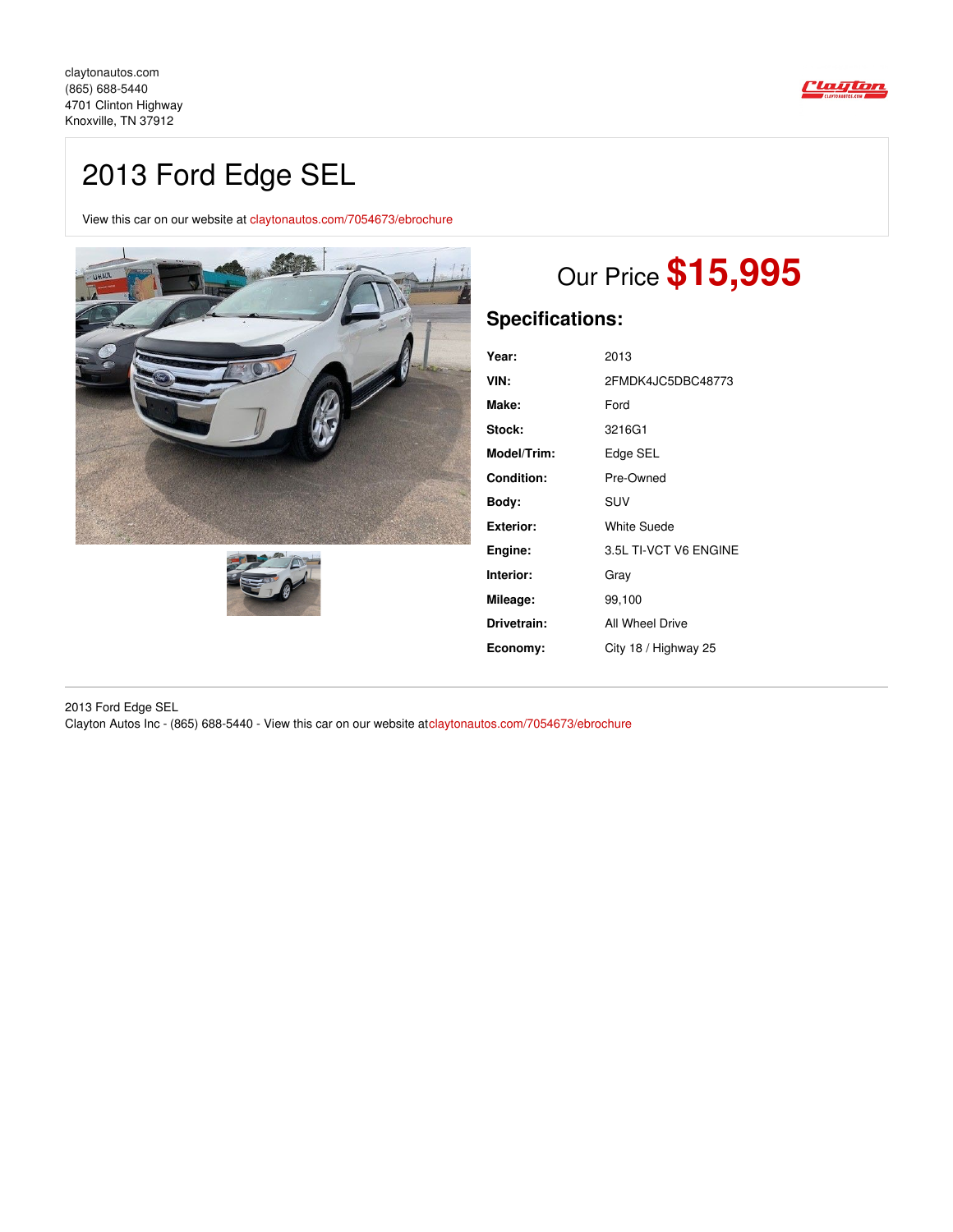claytonautos.com
(865) 688-5440
4701 Clinton Highway
Knoxville, TN 37912

# 2013 Ford Edge SEL

View this car on our website at claytonautos.com/7054673/ebrochure

## Our Price $15,995

## Specifications:

| | |
|---|---|
| **Year:** | 2013 |
| **VIN:** | 2FMDK4JC5DBC48773 |
| **Make:** | Ford |
| **Stock:** | 3216G1 |
| **Model/Trim:** | Edge SEL |
| **Condition:** | Pre-Owned |
| **Body:** | SUV |
| **Exterior:** | White Suede |
| **Engine:** | 3.5L TI-VCT V6 ENGINE |
| **Interior:** | Gray |
| **Mileage:** | 99,100 |
| **Drivetrain:** | All Wheel Drive |
| **Economy:** | City 18 / Highway 25 |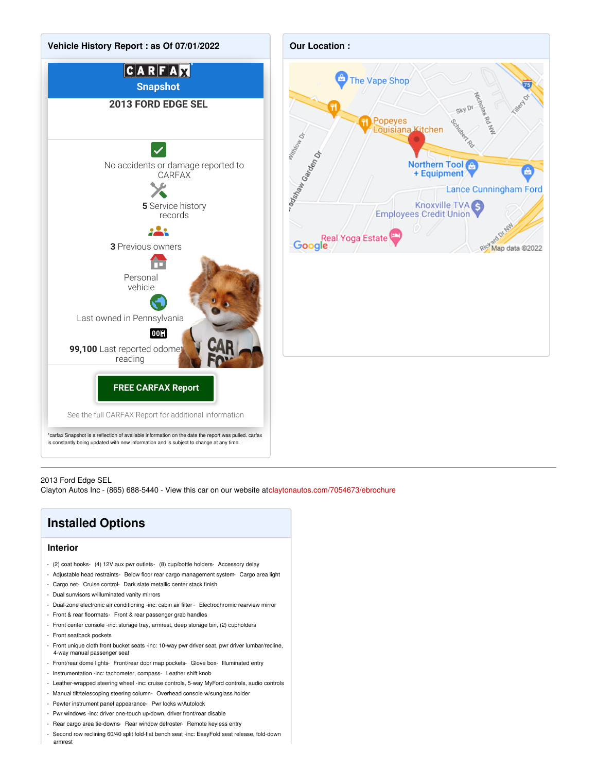## Vehicle History Report : as Of 07/01/2022

**CARFAX Snapshot**

**2013 FORD EDGE SEL**

No accidents or damage reported to CARFAX

**5** Service history records

**3** Previous owners

Personal vehicle

Last owned in Pennsylvania

**99,100** Last reported odometer reading

**FREE CARFAX Report**

See the full CARFAX Report for additional information

*carfax Snapshot is a reflection of available information on the date the report was pulled. carfax is constantly being updated with new information and is subject to change at any time.

## Our Location :

2013 Ford Edge SEL
Clayton Autos Inc - (865) 688-5440 - View this car on our website atclaytonautos.com/7054673/ebrochure

## Installed Options

### Interior

- (2) coat hooks- (4) 12V aux pwr outlets- (8) cup/bottle holders- Accessory delay
- Adjustable head restraints- Below floor rear cargo management system- Cargo area light
- Cargo net- Cruise control- Dark slate metallic center stack finish
- Dual sunvisors w/illuminated vanity mirrors
- Dual-zone electronic air conditioning -inc: cabin air filter - Electrochromic rearview mirror
- Front & rear floormats- Front & rear passenger grab handles
- Front center console -inc: storage tray, armrest, deep storage bin, (2) cupholders
- Front seatback pockets
- Front unique cloth front bucket seats -inc: 10-way pwr driver seat, pwr driver lumbar/recline, 4-way manual passenger seat
- Front/rear dome lights- Front/rear door map pockets- Glove box- Illuminated entry
- Instrumentation -inc: tachometer, compass- Leather shift knob
- Leather-wrapped steering wheel -inc: cruise controls, 5-way MyFord controls, audio controls
- Manual tilt/telescoping steering column- Overhead console w/sunglass holder
- Pewter instrument panel appearance- Pwr locks w/Autolock
- Pwr windows -inc: driver one-touch up/down, driver front/rear disable
- Rear cargo area tie-downs- Rear window defroster- Remote keyless entry
- Second row reclining 60/40 split fold-flat bench seat -inc: EasyFold seat release, fold-down armrest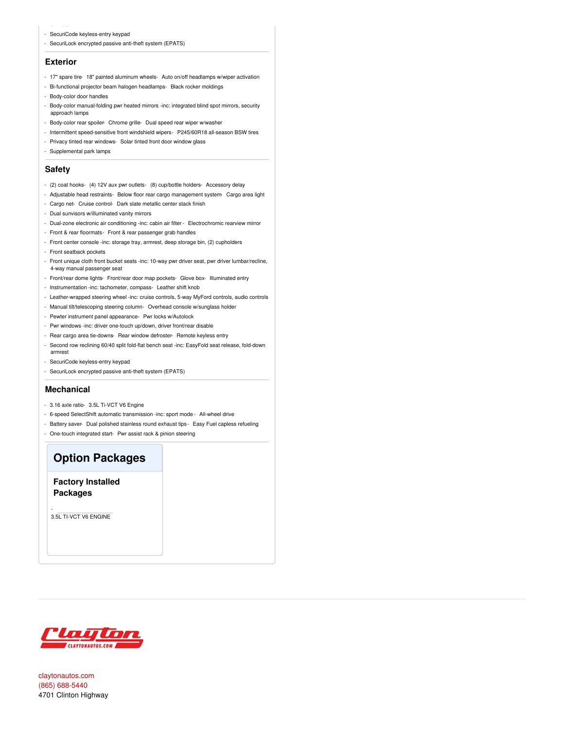- SecuriCode keyless-entry keypad
- SecuriLock encrypted passive anti-theft system (EPATS)

## Exterior

- 17" spare tire- 18" painted aluminum wheels- Auto on/off headlamps w/wiper activation
- Bi-functional projector beam halogen headlamps- Black rocker moldings
- Body-color door handles
- Body-color manual-folding pwr heated mirrors -inc: integrated blind spot mirrors, security approach lamps
- Body-color rear spoiler- Chrome grille- Dual speed rear wiper w/washer
- Intermittent speed-sensitive front windshield wipers - P245/60R18 all-season BSW tires
- Privacy tinted rear windows- Solar tinted front door window glass
- Supplemental park lamps

## Safety

- (2) coat hooks- (4) 12V aux pwr outlets- (8) cup/bottle holders- Accessory delay
- Adjustable head restraints- Below floor rear cargo management system- Cargo area light
- Cargo net- Cruise control- Dark slate metallic center stack finish
- Dual sunvisors w/illuminated vanity mirrors
- Dual-zone electronic air conditioning -inc: cabin air filter - Electrochromic rearview mirror
- Front & rear floormats- Front & rear passenger grab handles
- Front center console -inc: storage tray, armrest, deep storage bin, (2) cupholders
- Front seatback pockets
- Front unique cloth front bucket seats -inc: 10-way pwr driver seat, pwr driver lumbar/recline, 4-way manual passenger seat
- Front/rear dome lights- Front/rear door map pockets- Glove box- Illuminated entry
- Instrumentation -inc: tachometer, compass- Leather shift knob
- Leather-wrapped steering wheel -inc: cruise controls, 5-way MyFord controls, audio controls
- Manual tilt/telescoping steering column- Overhead console w/sunglass holder
- Pewter instrument panel appearance- Pwr locks w/Autolock
- Pwr windows -inc: driver one-touch up/down, driver front/rear disable
- Rear cargo area tie-downs- Rear window defroster- Remote keyless entry
- Second row reclining 60/40 split fold-flat bench seat -inc: EasyFold seat release, fold-down armrest
- SecuriCode keyless-entry keypad
- SecuriLock encrypted passive anti-theft system (EPATS)

## Mechanical

- 3.16 axle ratio- 3.5L Ti-VCT V6 Engine
- 6-speed SelectShift automatic transmission -inc: sport mode - All-wheel drive
- Battery saver- Dual polished stainless round exhaust tips - Easy Fuel capless refueling
- One-touch integrated start- Pwr assist rack & pinion steering

# Option Packages

### Factory Installed Packages

- 3.5L TI-VCT V6 ENGINE

claytonautos.com
(865) 688-5440
4701 Clinton Highway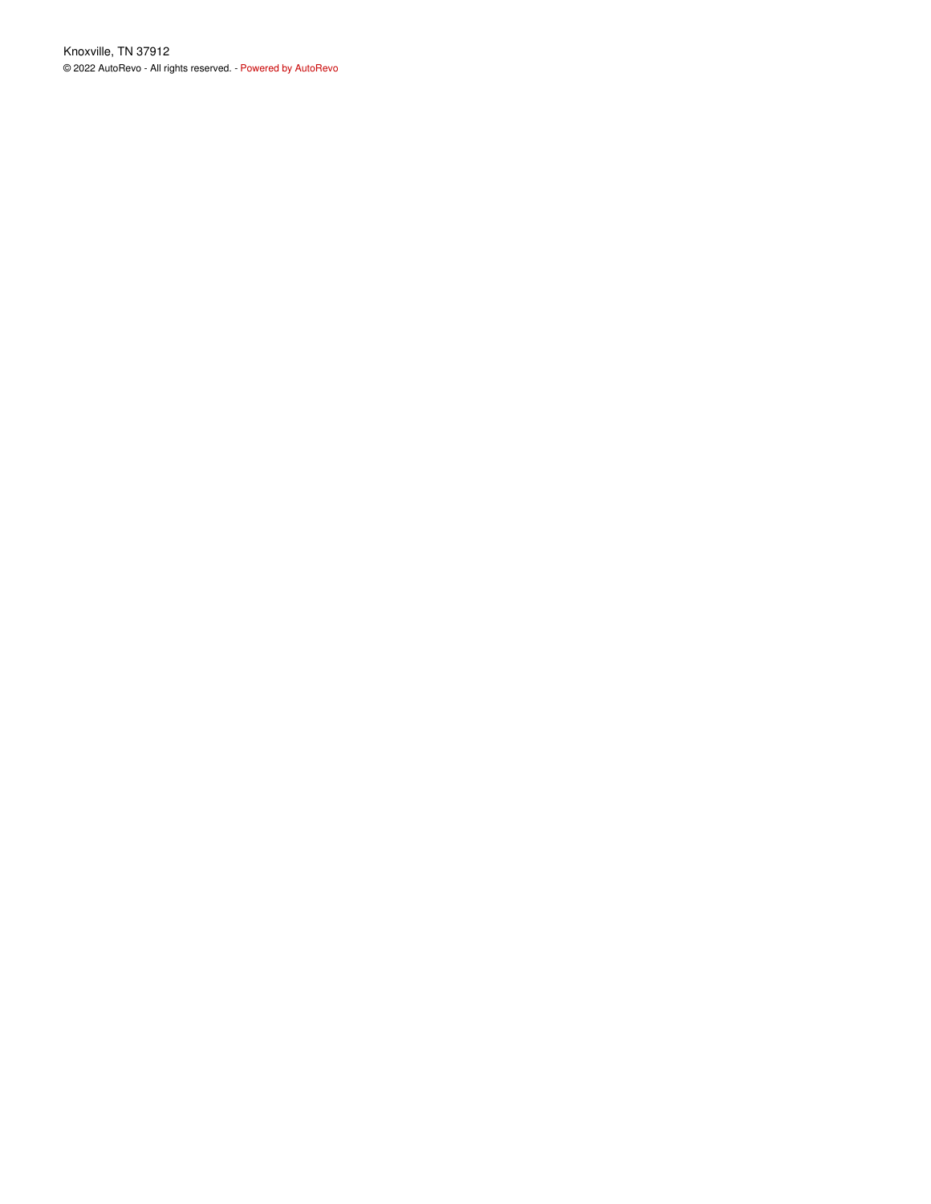Knoxville, TN 37912

© 2022 AutoRevo - All rights reserved. - Powered by AutoRevo